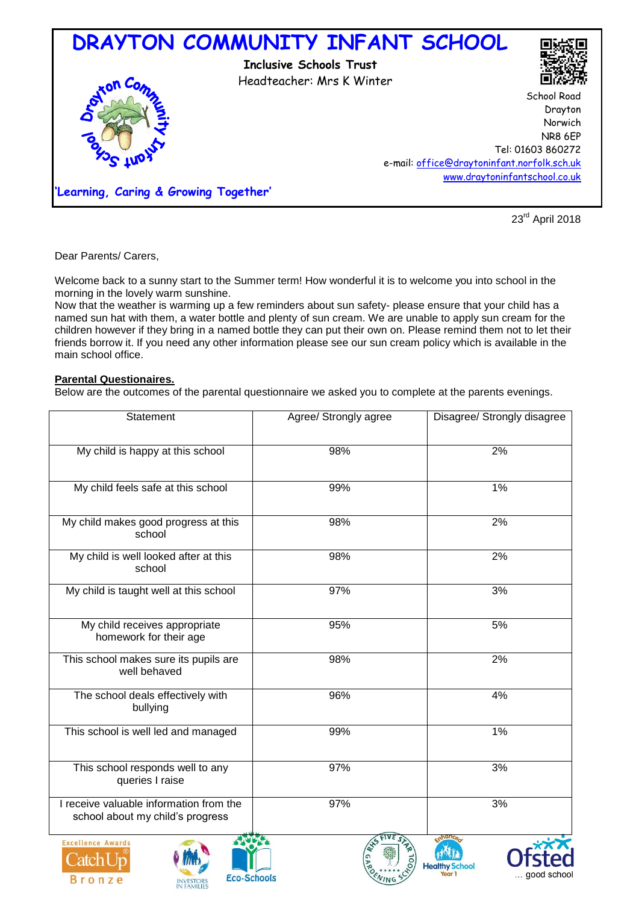# DRAYTON COMMUNITY INFANT SCHOOL

**Inclusive Schools Trust**
Headteacher: Mrs K Winter

School Road
Drayton
Norwich
NR8 6EP
Tel: 01603 860272
e-mail: office@draytoninfant.norfolk.sch.uk
www.draytoninfantschool.co.uk

**'Learning, Caring & Growing Together'**

23rd April 2018

Dear Parents/ Carers,

Welcome back to a sunny start to the Summer term! How wonderful it is to welcome you into school in the morning in the lovely warm sunshine.
Now that the weather is warming up a few reminders about sun safety- please ensure that your child has a named sun hat with them, a water bottle and plenty of sun cream. We are unable to apply sun cream for the children however if they bring in a named bottle they can put their own on. Please remind them not to let their friends borrow it. If you need any other information please see our sun cream policy which is available in the main school office.

**Parental Questionaires.**
Below are the outcomes of the parental questionnaire we asked you to complete at the parents evenings.

| Statement | Agree/ Strongly agree | Disagree/ Strongly disagree |
|---|---|---|
| My child is happy at this school | 98% | 2% |
| My child feels safe at this school | 99% | 1% |
| My child makes good progress at this school | 98% | 2% |
| My child is well looked after at this school | 98% | 2% |
| My child is taught well at this school | 97% | 3% |
| My child receives appropriate homework for their age | 95% | 5% |
| This school makes sure its pupils are well behaved | 98% | 2% |
| The school deals effectively with bullying | 96% | 4% |
| This school is well led and managed | 99% | 1% |
| This school responds well to any queries I raise | 97% | 3% |
| I receive valuable information from the school about my child's progress | 97% | 3% |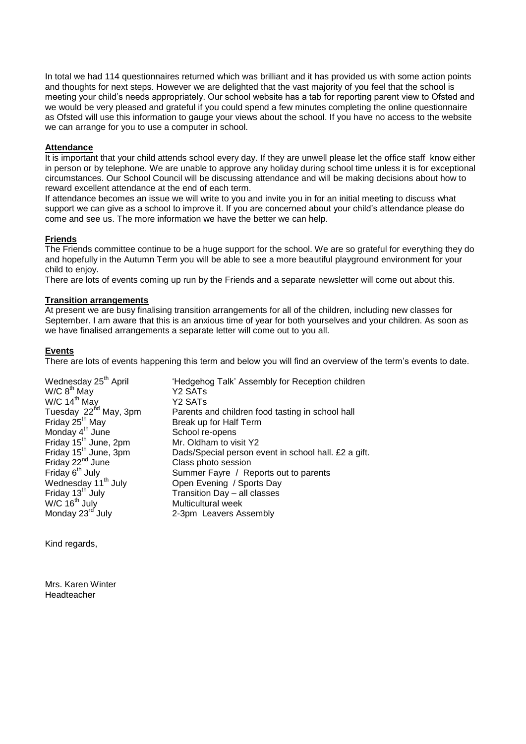In total we had 114 questionnaires returned which was brilliant and it has provided us with some action points and thoughts for next steps. However we are delighted that the vast majority of you feel that the school is meeting your child's needs appropriately. Our school website has a tab for reporting parent view to Ofsted and we would be very pleased and grateful if you could spend a few minutes completing the online questionnaire as Ofsted will use this information to gauge your views about the school. If you have no access to the website we can arrange for you to use a computer in school.

**Attendance**

It is important that your child attends school every day. If they are unwell please let the office staff know either in person or by telephone. We are unable to approve any holiday during school time unless it is for exceptional circumstances. Our School Council will be discussing attendance and will be making decisions about how to reward excellent attendance at the end of each term.

If attendance becomes an issue we will write to you and invite you in for an initial meeting to discuss what support we can give as a school to improve it. If you are concerned about your child's attendance please do come and see us. The more information we have the better we can help.

**Friends**

The Friends committee continue to be a huge support for the school. We are so grateful for everything they do and hopefully in the Autumn Term you will be able to see a more beautiful playground environment for your child to enjoy.

There are lots of events coming up run by the Friends and a separate newsletter will come out about this.

**Transition arrangements**

At present we are busy finalising transition arrangements for all of the children, including new classes for September. I am aware that this is an anxious time of year for both yourselves and your children. As soon as we have finalised arrangements a separate letter will come out to you all.

**Events**

There are lots of events happening this term and below you will find an overview of the term's events to date.

| | |
|---|---|
| Wednesday 25th April | 'Hedgehog Talk' Assembly for Reception children |
| W/C 8th May | Y2 SATs |
| W/C 14th May | Y2 SATs |
| Tuesday 22nd May, 3pm | Parents and children food tasting in school hall |
| Friday 25th May | Break up for Half Term |
| Monday 4th June | School re-opens |
| Friday 15th June, 2pm | Mr. Oldham to visit Y2 |
| Friday 15th June, 3pm | Dads/Special person event in school hall. £2 a gift. |
| Friday 22nd June | Class photo session |
| Friday 6th July | Summer Fayre / Reports out to parents |
| Wednesday 11th July | Open Evening / Sports Day |
| Friday 13th July | Transition Day – all classes |
| W/C 16th July | Multicultural week |
| Monday 23rd July | 2-3pm Leavers Assembly |

Kind regards,

Mrs. Karen Winter
Headteacher